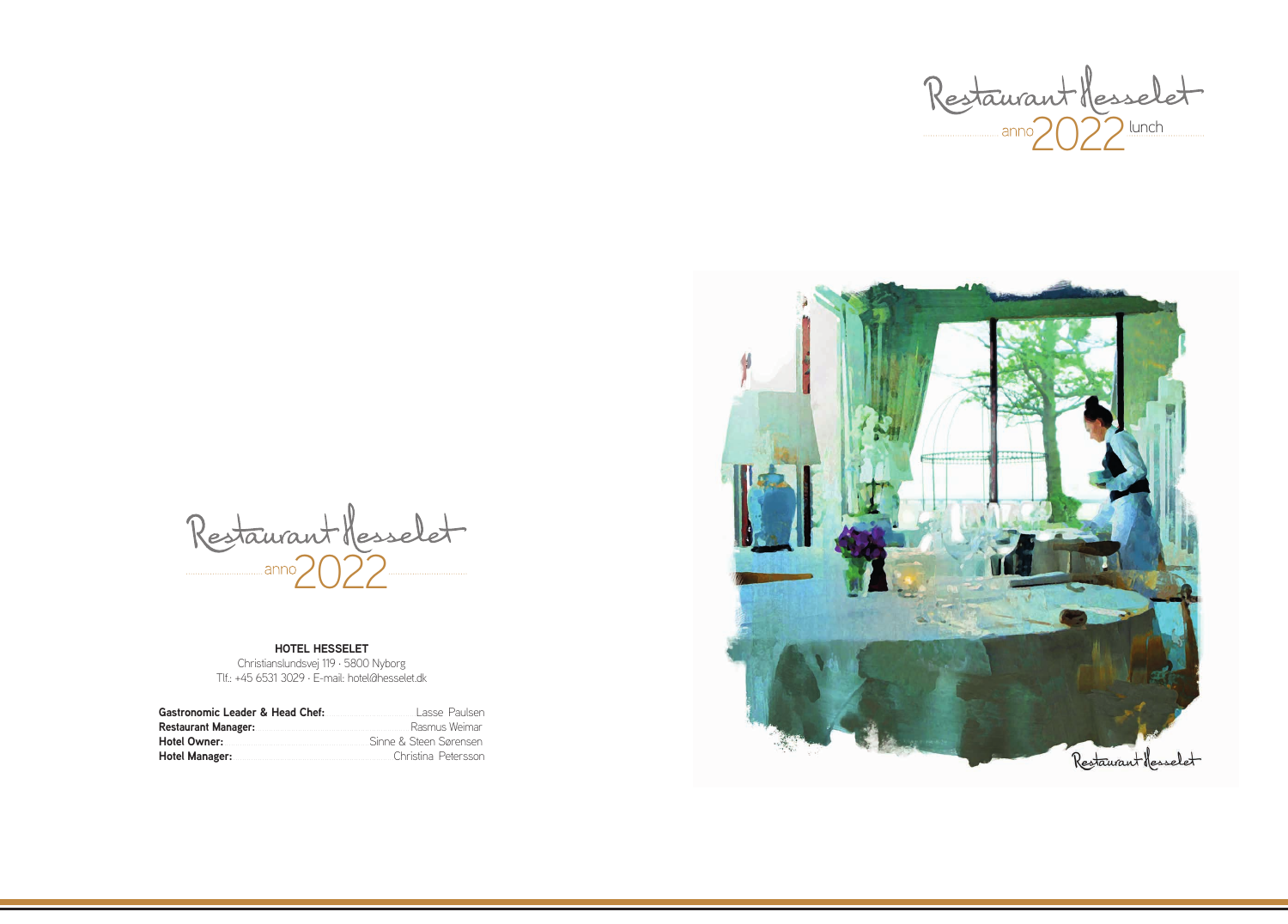# Restaurant Hesselet

anno 2022 lunch

# Restaurant Hesselet

anno 2022

**HOTEL HESSELET**

Christianslundsvej 119 · 5800 Nyborg
Tlf.: +45 6531 3029 · E-mail: hotel@hesselet.dk

**Gastronomic Leader & Head Chef:** Lasse Paulsen
**Restaurant Manager:** Rasmus Weimar
**Hotel Owner:** Sinne & Steen Sørensen
**Hotel Manager:** Christina Petersson

Restaurant Hesselet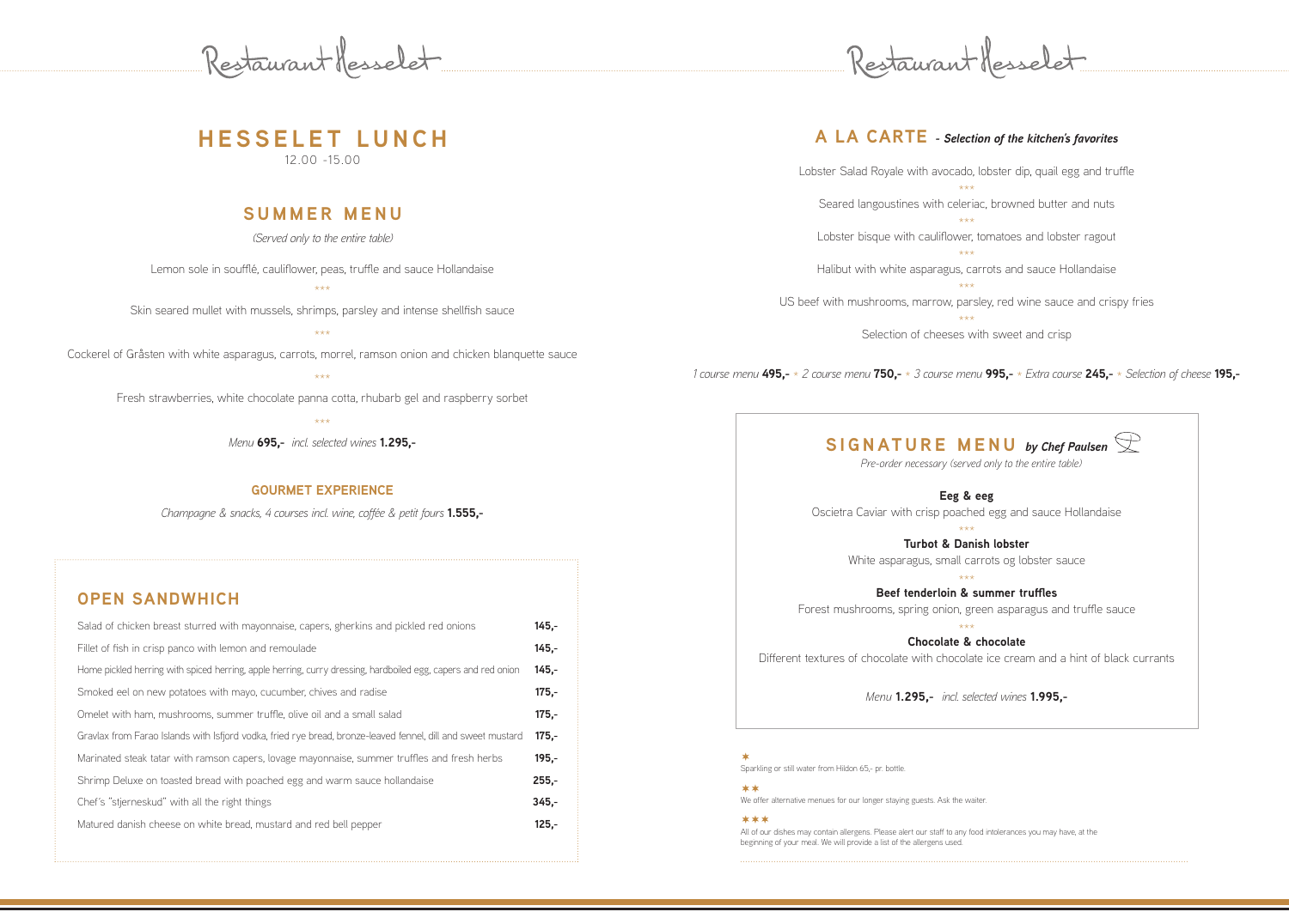Restaurant Hesselet

# HESSELET LUNCH

12.00 -15.00

## SUMMER MENU

*(Served only to the entire table)*

Lemon sole in soufflé, cauliflower, peas, truffle and sauce Hollandaise

\*\*\*

Skin seared mullet with mussels, shrimps, parsley and intense shellfish sauce

\*\*\*

Cockerel of Gråsten with white asparagus, carrots, morrel, ramson onion and chicken blanquette sauce

\*\*\*

Fresh strawberries, white chocolate panna cotta, rhubarb gel and raspberry sorbet

\*\*\*

*Menu* **695,-** *incl. selected wines* **1.295,-**

### GOURMET EXPERIENCE

*Champagne & snacks, 4 courses incl. wine, coffée & petit fours* **1.555,-**

## OPEN SANDWHICH

| | |
|---|---|
| Salad of chicken breast sturred with mayonnaise, capers, gherkins and pickled red onions | **145,-** |
| Fillet of fish in crisp panco with lemon and remoulade | **145,-** |
| Home pickled herring with spiced herring, apple herring, curry dressing, hardboiled egg, capers and red onion | **145,-** |
| Smoked eel on new potatoes with mayo, cucumber, chives and radise | **175,-** |
| Omelet with ham, mushrooms, summer truffle, olive oil and a small salad | **175,-** |
| Gravlax from Farao Islands with Isfjord vodka, fried rye bread, bronze-leaved fennel, dill and sweet mustard | **175,-** |
| Marinated steak tatar with ramson capers, lovage mayonnaise, summer truffles and fresh herbs | **195,-** |
| Shrimp Deluxe on toasted bread with poached egg and warm sauce hollandaise | **255,-** |
| Chef´s "stjerneskud" with all the right things | **345,-** |
| Matured danish cheese on white bread, mustard and red bell pepper | **125,-** |

Restaurant Hesselet

## A LA CARTE *- Selection of the kitchen's favorites*

Lobster Salad Royale with avocado, lobster dip, quail egg and truffle

\*\*\*

Seared langoustines with celeriac, browned butter and nuts

\*\*\*

Lobster bisque with cauliflower, tomatoes and lobster ragout

\*\*\*

Halibut with white asparagus, carrots and sauce Hollandaise

\*\*\*

US beef with mushrooms, marrow, parsley, red wine sauce and crispy fries

\*\*\*

Selection of cheeses with sweet and crisp

*1 course menu* **495,-** \* *2 course menu* **750,-** \* *3 course menu* **995,-** \* *Extra course* **245,-** \* *Selection of cheese* **195,-**

## SIGNATURE MENU *by Chef Paulsen*

*Pre-order necessary (served only to the entire table)*

**Eeg & eeg**

Oscietra Caviar with crisp poached egg and sauce Hollandaise

\*\*\*

**Turbot & Danish lobster**

White asparagus, small carrots og lobster sauce

\*\*\*

**Beef tenderloin & summer truffles**

Forest mushrooms, spring onion, green asparagus and truffle sauce

\*\*\*

**Chocolate & chocolate**

Different textures of chocolate with chocolate ice cream and a hint of black currants

*Menu* **1.295,-** *incl. selected wines* **1.995,-**

\*
Sparkling or still water from Hildon 65,- pr. bottle.

\*\*
We offer alternative menues for our longer staying guests. Ask the waiter.

\*\*\*
All of our dishes may contain allergens. Please alert our staff to any food intolerances you may have, at the beginning of your meal. We will provide a list of the allergens used.